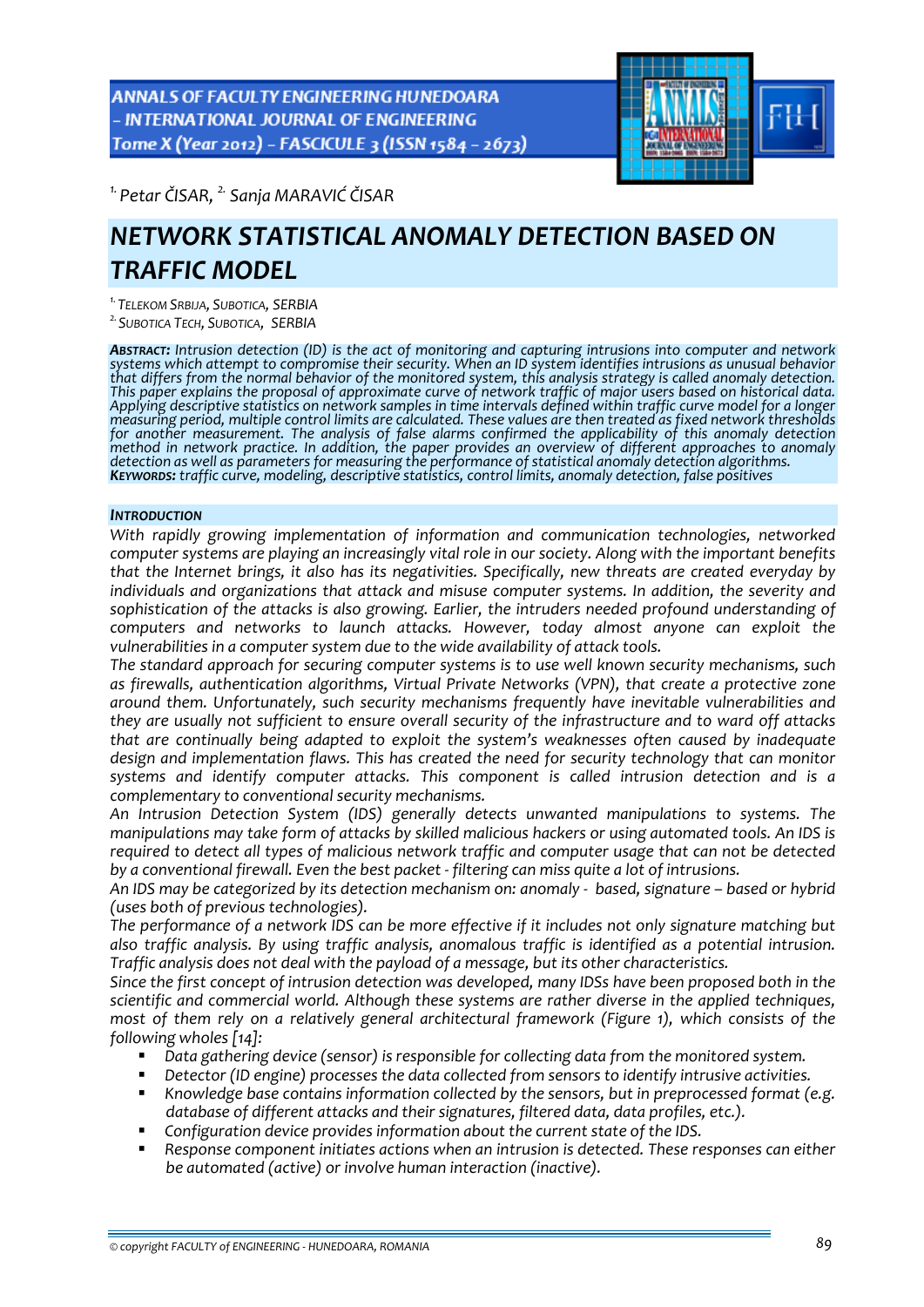[1.] Petar ČISAR, [2.] Sanja MARAVIĆ ČISAR

# NETWORK STATISTICAL ANOMALY DETECTION BASED ON TRAFFIC MODEL

[1.] TELEKOM SRBIJA, SUBOTICA, SERBIA
[2.] SUBOTICA TECH, SUBOTICA, SERBIA

**ABSTRACT:** *Intrusion detection (ID) is the act of monitoring and capturing intrusions into computer and network systems which attempt to compromise their security. When an ID system identifies intrusions as unusual behavior that differs from the normal behavior of the monitored system, this analysis strategy is called anomaly detection. This paper explains the proposal of approximate curve of network traffic of major users based on historical data. Applying descriptive statistics on network samples in time intervals defined within traffic curve model for a longer measuring period, multiple control limits are calculated. These values are then treated as fixed network thresholds for another measurement. The analysis of false alarms confirmed the applicability of this anomaly detection method in network practice. In addition, the paper provides an overview of different approaches to anomaly detection as well as parameters for measuring the performance of statistical anomaly detection algorithms.*
**KEYWORDS:** *traffic curve, modeling, descriptive statistics, control limits, anomaly detection, false positives*

## INTRODUCTION

*With rapidly growing implementation of information and communication technologies, networked computer systems are playing an increasingly vital role in our society. Along with the important benefits that the Internet brings, it also has its negativities. Specifically, new threats are created everyday by individuals and organizations that attack and misuse computer systems. In addition, the severity and sophistication of the attacks is also growing. Earlier, the intruders needed profound understanding of computers and networks to launch attacks. However, today almost anyone can exploit the vulnerabilities in a computer system due to the wide availability of attack tools.*

*The standard approach for securing computer systems is to use well known security mechanisms, such as firewalls, authentication algorithms, Virtual Private Networks (VPN), that create a protective zone around them. Unfortunately, such security mechanisms frequently have inevitable vulnerabilities and they are usually not sufficient to ensure overall security of the infrastructure and to ward off attacks that are continually being adapted to exploit the system's weaknesses often caused by inadequate design and implementation flaws. This has created the need for security technology that can monitor systems and identify computer attacks. This component is called intrusion detection and is a complementary to conventional security mechanisms.*

*An Intrusion Detection System (IDS) generally detects unwanted manipulations to systems. The manipulations may take form of attacks by skilled malicious hackers or using automated tools. An IDS is required to detect all types of malicious network traffic and computer usage that can not be detected by a conventional firewall. Even the best packet - filtering can miss quite a lot of intrusions.*

*An IDS may be categorized by its detection mechanism on: anomaly - based, signature – based or hybrid (uses both of previous technologies).*

*The performance of a network IDS can be more effective if it includes not only signature matching but also traffic analysis. By using traffic analysis, anomalous traffic is identified as a potential intrusion. Traffic analysis does not deal with the payload of a message, but its other characteristics.*

*Since the first concept of intrusion detection was developed, many IDSs have been proposed both in the scientific and commercial world. Although these systems are rather diverse in the applied techniques, most of them rely on a relatively general architectural framework (Figure 1), which consists of the following wholes [14]:*

- *Data gathering device (sensor) is responsible for collecting data from the monitored system.*
- *Detector (ID engine) processes the data collected from sensors to identify intrusive activities.*
- *Knowledge base contains information collected by the sensors, but in preprocessed format (e.g. database of different attacks and their signatures, filtered data, data profiles, etc.).*
- *Configuration device provides information about the current state of the IDS.*
- *Response component initiates actions when an intrusion is detected. These responses can either be automated (active) or involve human interaction (inactive).*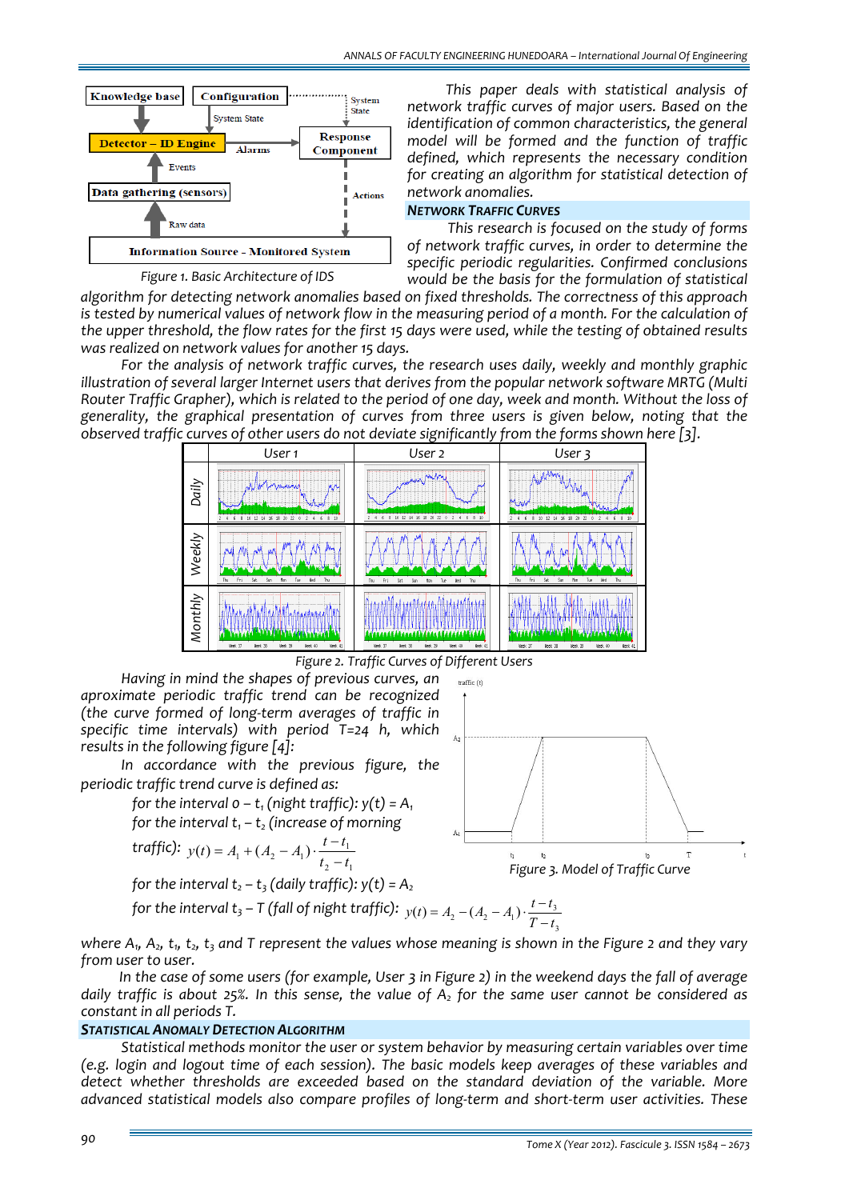Figure 1. Basic Architecture of IDS

This paper deals with statistical analysis of network traffic curves of major users. Based on the identification of common characteristics, the general model will be formed and the function of traffic defined, which represents the necessary condition for creating an algorithm for statistical detection of network anomalies.

## NETWORK TRAFFIC CURVES

This research is focused on the study of forms of network traffic curves, in order to determine the specific periodic regularities. Confirmed conclusions would be the basis for the formulation of statistical algorithm for detecting network anomalies based on fixed thresholds. The correctness of this approach is tested by numerical values of network flow in the measuring period of a month. For the calculation of the upper threshold, the flow rates for the first 15 days were used, while the testing of obtained results was realized on network values for another 15 days.

For the analysis of network traffic curves, the research uses daily, weekly and monthly graphic illustration of several larger Internet users that derives from the popular network software MRTG (Multi Router Traffic Grapher), which is related to the period of one day, week and month. Without the loss of generality, the graphical presentation of curves from three users is given below, noting that the observed traffic curves of other users do not deviate significantly from the forms shown here [3].

Figure 2. Traffic Curves of Different Users

Having in mind the shapes of previous curves, an aproximate periodic traffic trend can be recognized (the curve formed of long-term averages of traffic in specific time intervals) with period T=24 h, which results in the following figure [4]:

In accordance with the previous figure, the periodic traffic trend curve is defined as:

for the interval $0 - t_1$ (night traffic): $y(t) = A_1$

for the interval $t_1 - t_2$ (increase of morning traffic): $y(t) = A_1 + (A_2 - A_1)\cdot\dfrac{t - t_1}{t_2 - t_1}$

for the interval $t_2 - t_3$ (daily traffic): $y(t) = A_2$

for the interval $t_3 - T$ (fall of night traffic): $y(t) = A_2 - (A_2 - A_1)\cdot\dfrac{t - t_3}{T - t_3}$

Figure 3. Model of Traffic Curve

where $A_1$, $A_2$, $t_1$, $t_2$, $t_3$ and T represent the values whose meaning is shown in the Figure 2 and they vary from user to user.

In the case of some users (for example, User 3 in Figure 2) in the weekend days the fall of average daily traffic is about 25%. In this sense, the value of $A_2$ for the same user cannot be considered as constant in all periods T.

## STATISTICAL ANOMALY DETECTION ALGORITHM

Statistical methods monitor the user or system behavior by measuring certain variables over time (e.g. login and logout time of each session). The basic models keep averages of these variables and detect whether thresholds are exceeded based on the standard deviation of the variable. More advanced statistical models also compare profiles of long-term and short-term user activities. These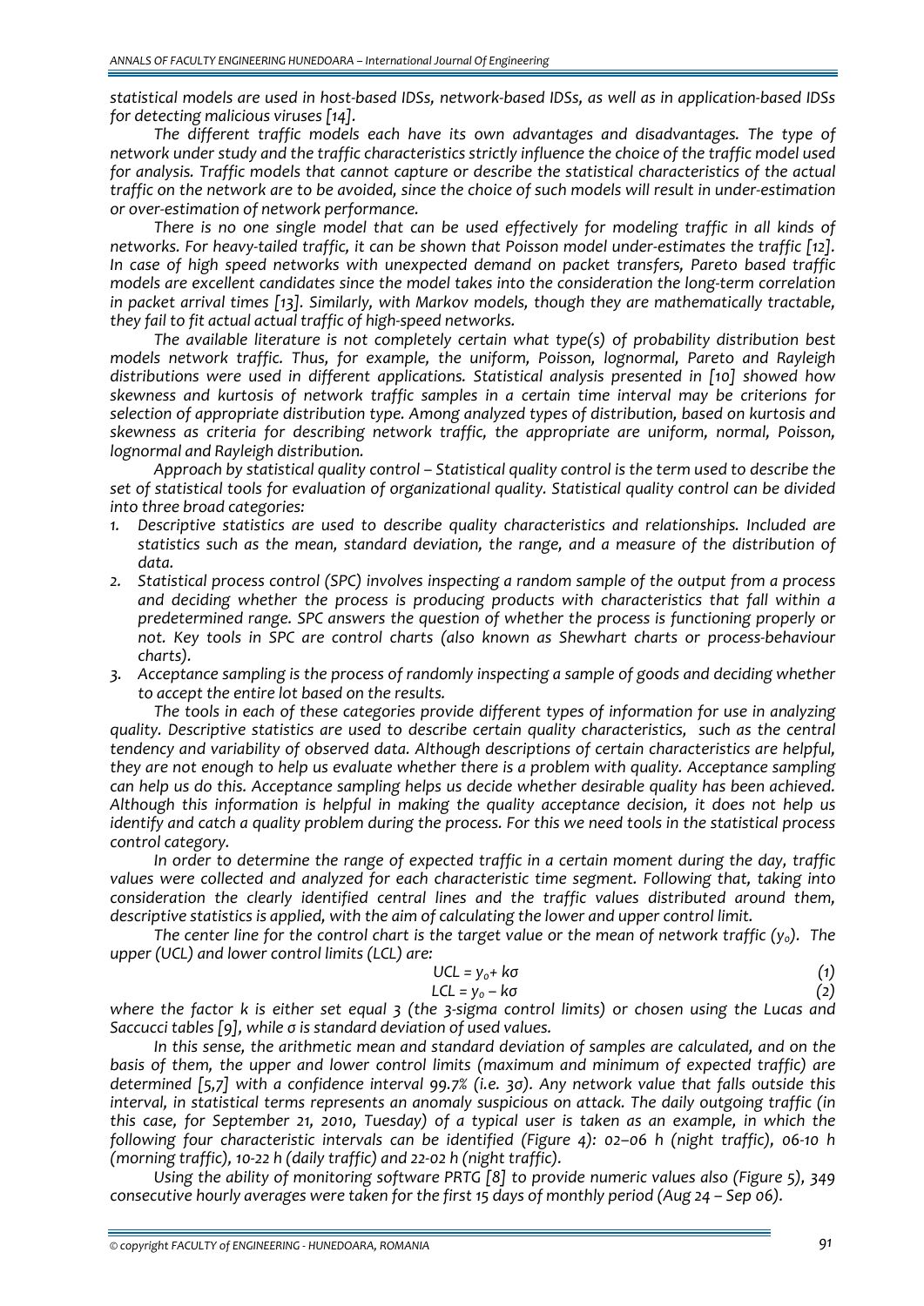*statistical models are used in host-based IDSs, network-based IDSs, as well as in application-based IDSs for detecting malicious viruses [14].*

*The different traffic models each have its own advantages and disadvantages. The type of network under study and the traffic characteristics strictly influence the choice of the traffic model used for analysis. Traffic models that cannot capture or describe the statistical characteristics of the actual traffic on the network are to be avoided, since the choice of such models will result in under-estimation or over-estimation of network performance.*

*There is no one single model that can be used effectively for modeling traffic in all kinds of networks. For heavy-tailed traffic, it can be shown that Poisson model under-estimates the traffic [12]. In case of high speed networks with unexpected demand on packet transfers, Pareto based traffic models are excellent candidates since the model takes into the consideration the long-term correlation in packet arrival times [13]. Similarly, with Markov models, though they are mathematically tractable, they fail to fit actual actual traffic of high-speed networks.*

*The available literature is not completely certain what type(s) of probability distribution best models network traffic. Thus, for example, the uniform, Poisson, lognormal, Pareto and Rayleigh distributions were used in different applications. Statistical analysis presented in [10] showed how skewness and kurtosis of network traffic samples in a certain time interval may be criterions for selection of appropriate distribution type. Among analyzed types of distribution, based on kurtosis and skewness as criteria for describing network traffic, the appropriate are uniform, normal, Poisson, lognormal and Rayleigh distribution.*

*Approach by statistical quality control – Statistical quality control is the term used to describe the set of statistical tools for evaluation of organizational quality. Statistical quality control can be divided into three broad categories:*

1. *Descriptive statistics are used to describe quality characteristics and relationships. Included are statistics such as the mean, standard deviation, the range, and a measure of the distribution of data.*
2. *Statistical process control (SPC) involves inspecting a random sample of the output from a process and deciding whether the process is producing products with characteristics that fall within a predetermined range. SPC answers the question of whether the process is functioning properly or not. Key tools in SPC are control charts (also known as Shewhart charts or process-behaviour charts).*
3. *Acceptance sampling is the process of randomly inspecting a sample of goods and deciding whether to accept the entire lot based on the results.*

*The tools in each of these categories provide different types of information for use in analyzing quality. Descriptive statistics are used to describe certain quality characteristics, such as the central tendency and variability of observed data. Although descriptions of certain characteristics are helpful, they are not enough to help us evaluate whether there is a problem with quality. Acceptance sampling can help us do this. Acceptance sampling helps us decide whether desirable quality has been achieved. Although this information is helpful in making the quality acceptance decision, it does not help us identify and catch a quality problem during the process. For this we need tools in the statistical process control category.*

*In order to determine the range of expected traffic in a certain moment during the day, traffic values were collected and analyzed for each characteristic time segment. Following that, taking into consideration the clearly identified central lines and the traffic values distributed around them, descriptive statistics is applied, with the aim of calculating the lower and upper control limit.*

*The center line for the control chart is the target value or the mean of network traffic ($y_0$). The upper (UCL) and lower control limits (LCL) are:*

$$UCL = y_0 + k\sigma \tag{1}$$

$$LCL = y_0 - k\sigma \tag{2}$$

*where the factor k is either set equal 3 (the 3-sigma control limits) or chosen using the Lucas and Saccucci tables [9], while σ is standard deviation of used values.*

*In this sense, the arithmetic mean and standard deviation of samples are calculated, and on the basis of them, the upper and lower control limits (maximum and minimum of expected traffic) are determined [5,7] with a confidence interval 99.7% (i.e. 3σ). Any network value that falls outside this interval, in statistical terms represents an anomaly suspicious on attack. The daily outgoing traffic (in this case, for September 21, 2010, Tuesday) of a typical user is taken as an example, in which the following four characteristic intervals can be identified (Figure 4): 02–06 h (night traffic), 06-10 h (morning traffic), 10-22 h (daily traffic) and 22-02 h (night traffic).*

*Using the ability of monitoring software PRTG [8] to provide numeric values also (Figure 5), 349 consecutive hourly averages were taken for the first 15 days of monthly period (Aug 24 – Sep 06).*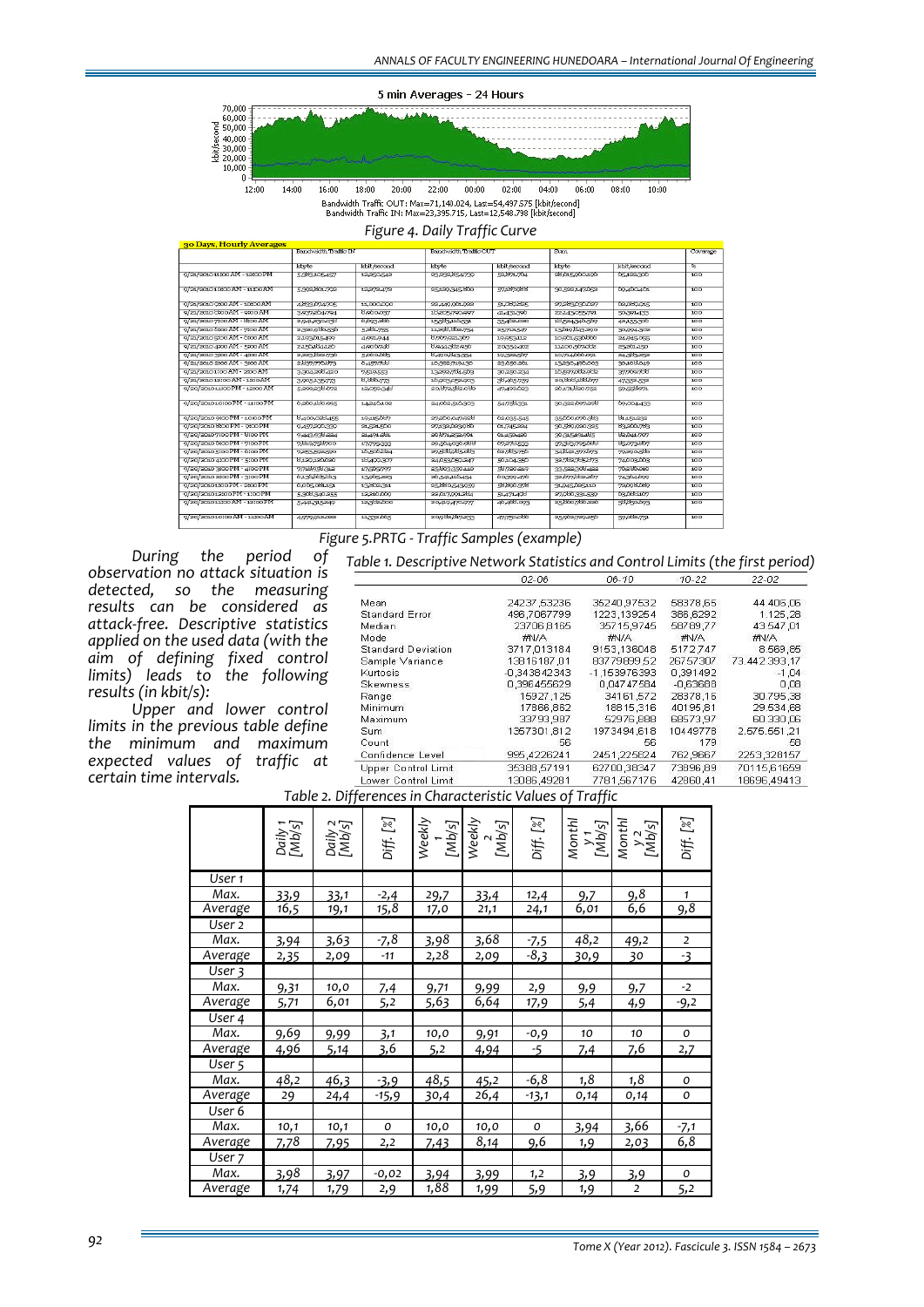Figure 4. Daily Traffic Curve

Figure 5. PRTG - Traffic Samples (example)

During the period of observation no attack situation is detected, so the measuring results can be considered as attack-free. Descriptive statistics applied on the used data (with the aim of defining fixed control limits) leads to the following results (in kbit/s):

Upper and lower control limits in the previous table define the minimum and maximum expected values of traffic at certain time intervals.

Table 1. Descriptive Network Statistics and Control Limits (the first period)

| | 02-06 | 06-10 | 10-22 | 22-02 |
|---|---|---|---|---|
| Mean | 24237,53236 | 35240,97532 | 58378,65 | 44 406,06 |
| Standard Error | 496,7067799 | 1223,139254 | 386,6292 | 1.125,28 |
| Median | 23706,8165 | 35715,9745 | 58789,77 | 43 547,01 |
| Mode | #N/A | #N/A | #N/A | #N/A |
| Standard Deviation | 3717,013184 | 9153,136048 | 5172,747 | 8 569,65 |
| Sample Variance | 13816187,01 | 83779899,52 | 26757307 | 73 442 393,17 |
| Kurtosis | -0,343842343 | -1,153976393 | 0,391492 | -1,04 |
| Skewness | 0,396455629 | 0,04747584 | -0,63688 | 0,08 |
| Range | 15927,125 | 34161,572 | 28378,16 | 30 795,38 |
| Minimum | 17866,862 | 18815,316 | 40195,81 | 29 534,68 |
| Maximum | 33793,987 | 52976,888 | 68573,97 | 60 330,06 |
| Sum | 1357301,812 | 1973494,618 | 10449778 | 2.575.551,21 |
| Count | 56 | 56 | 179 | 58 |
| Confidence Level | 995,4226241 | 2451,225824 | 762,9667 | 2253,328157 |
| Upper Control Limit | 35388,57191 | 62700,38347 | 73896,89 | 70115,61659 |
| Lower Control Limit | 13086,49281 | 7781,567176 | 42860,41 | 18696,49413 |

Table 2. Differences in Characteristic Values of Traffic

| | Daily 1 [Mb/s] | Daily 2 [Mb/s] | Diff. [%] | Weekly 1 [Mb/s] | Weekly 2 [Mb/s] | Diff. [%] | Monthly 1 [Mb/s] | Monthly 2 [Mb/s] | Diff. [%] |
|---|---|---|---|---|---|---|---|---|---|
| User 1 | | | | | | | | | |
| Max. | 33,9 | 33,1 | -2,4 | 29,7 | 33,4 | 12,4 | 9,7 | 9,8 | 1 |
| Average | 16,5 | 19,1 | 15,8 | 17,0 | 21,1 | 24,1 | 6,01 | 6,6 | 9,8 |
| User 2 | | | | | | | | | |
| Max. | 3,94 | 3,63 | -7,8 | 3,98 | 3,68 | -7,5 | 48,2 | 49,2 | 2 |
| Average | 2,35 | 2,09 | -11 | 2,28 | 2,09 | -8,3 | 30,9 | 30 | -3 |
| User 3 | | | | | | | | | |
| Max. | 9,31 | 10,0 | 7,4 | 9,71 | 9,99 | 2,9 | 9,9 | 9,7 | -2 |
| Average | 5,71 | 6,01 | 5,2 | 5,63 | 6,64 | 17,9 | 5,4 | 4,9 | -9,2 |
| User 4 | | | | | | | | | |
| Max. | 9,69 | 9,99 | 3,1 | 10,0 | 9,91 | -0,9 | 10 | 10 | 0 |
| Average | 4,96 | 5,14 | 3,6 | 5,2 | 4,94 | -5 | 7,4 | 7,6 | 2,7 |
| User 5 | | | | | | | | | |
| Max. | 48,2 | 46,3 | -3,9 | 48,5 | 45,2 | -6,8 | 1,8 | 1,8 | 0 |
| Average | 29 | 24,4 | -15,9 | 30,4 | 26,4 | -13,1 | 0,14 | 0,14 | 0 |
| User 6 | | | | | | | | | |
| Max. | 10,1 | 10,1 | 0 | 10,0 | 10,0 | 0 | 3,94 | 3,66 | -7,1 |
| Average | 7,78 | 7,95 | 2,2 | 7,43 | 8,14 | 9,6 | 1,9 | 2,03 | 6,8 |
| User 7 | | | | | | | | | |
| Max. | 3,98 | 3,97 | -0,02 | 3,94 | 3,99 | 1,2 | 3,9 | 3,9 | 0 |
| Average | 1,74 | 1,79 | 2,9 | 1,88 | 1,99 | 5,9 | 1,9 | 2 | 5,2 |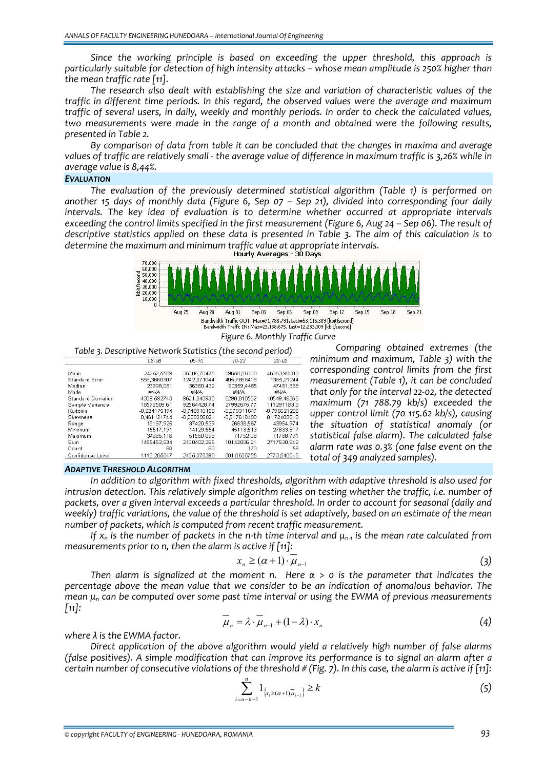*Since the working principle is based on exceeding the upper threshold, this approach is particularly suitable for detection of high intensity attacks – whose mean amplitude is 250% higher than the mean traffic rate [11].*

*The research also dealt with establishing the size and variation of characteristic values of the traffic in different time periods. In this regard, the observed values were the average and maximum traffic of several users, in daily, weekly and monthly periods. In order to check the calculated values, two measurements were made in the range of a month and obtained were the following results, presented in Table 2.*

*By comparison of data from table it can be concluded that the changes in maxima and average values of traffic are relatively small - the average value of difference in maximum traffic is 3,26% while in average value is 8,44%.*

### *EVALUATION*

*The evaluation of the previously determined statistical algorithm (Table 1) is performed on another 15 days of monthly data (Figure 6, Sep 07 – Sep 21), divided into corresponding four daily intervals. The key idea of evaluation is to determine whether occurred at appropriate intervals exceeding the control limits specified in the first measurement (Figure 6, Aug 24 – Sep 06). The result of descriptive statistics applied on these data is presented in Table 3. The aim of this calculation is to determine the maximum and minimum traffic value at appropriate intervals.*

*Figure 6. Monthly Traffic Curve*

*Table 3. Descriptive Network Statistics (the second period)*

| | 02-06 | 06-10 | 10-22 | 22-02 |
|---|---|---|---|---|
| Mean | 24257,5589 | 35006,70425 | 59658,86008 | 46853,98003 |
| Standard Error | 556,3660307 | 1242,071044 | 405,7856418 | 1385,21244 |
| Median | 23998,081 | 36360,432 | 60359,4485 | 47481,368 |
| Mode | #N/A | #N/A | #N/A | #N/A |
| Standard Deviation | 4309,592743 | 9621,040938 | 5290,810502 | 10549,46365 |
| Sample Variance | 18572589,61 | 92564428,74 | 27992675,77 | 111291183,3 |
| Kurtosis | -0,224175194 | -0,740910158 | -0,079311647 | -0,786521206 |
| Skewness | 0,451121744 | -0,229295021 | -0,517610499 | 0,172489813 |
| Range | 19167,925 | 37420,539 | 26638,567 | 43954,974 |
| Minimum | 15517,191 | 14129,554 | 45113,513 | 27833,817 |
| Maximum | 34685,116 | 51550,093 | 71752,08 | 71788,791 |
| Sum | 1455453,534 | 2100402,255 | 10142006,21 | 2717530,842 |
| Count | 60 | 60 | 170 | 58 |
| Confidence Level | 1113,285847 | 2486,378398 | 801,0635755 | 2773,840045 |

*Comparing obtained extremes (the minimum and maximum, Table 3) with the corresponding control limits from the first measurement (Table 1), it can be concluded that only for the interval 22-02, the detected maximum (71 788.79 kb/s) exceeded the upper control limit (70 115.62 kb/s), causing the situation of statistical anomaly (or statistical false alarm). The calculated false alarm rate was 0.3% (one false event on the total of 349 analyzed samples).*

### *ADAPTIVE THRESHOLD ALGORITHM*

*In addition to algorithm with fixed thresholds, algorithm with adaptive threshold is also used for intrusion detection. This relatively simple algorithm relies on testing whether the traffic, i.e. number of packets, over a given interval exceeds a particular threshold. In order to account for seasonal (daily and weekly) traffic variations, the value of the threshold is set adaptively, based on an estimate of the mean number of packets, which is computed from recent traffic measurement.*

*If $x_n$ is the number of packets in the n-th time interval and $\mu_{n-1}$ is the mean rate calculated from measurements prior to n, then the alarm is active if [11]:*

$$x_n \geq (\alpha + 1) \cdot \overline{\mu}_{n-1} \tag{3}$$

*Then alarm is signalized at the moment n. Here $\alpha > 0$ is the parameter that indicates the percentage above the mean value that we consider to be an indication of anomalous behavior. The mean $\mu_n$ can be computed over some past time interval or using the EWMA of previous measurements [11]:*

$$\overline{\mu}_n = \lambda \cdot \overline{\mu}_{n-1} + (1 - \lambda) \cdot x_n \tag{4}$$

*where $\lambda$ is the EWMA factor.*

*Direct application of the above algorithm would yield a relatively high number of false alarms (false positives). A simple modification that can improve its performance is to signal an alarm after a certain number of consecutive violations of the threshold # (Fig. 7). In this case, the alarm is active if [11]:*

$$\sum_{i=n-k+1}^{n} 1_{\left\{x_i \geq (\alpha+1)\overline{\mu}_{i-1}\right\}} \geq k \tag{5}$$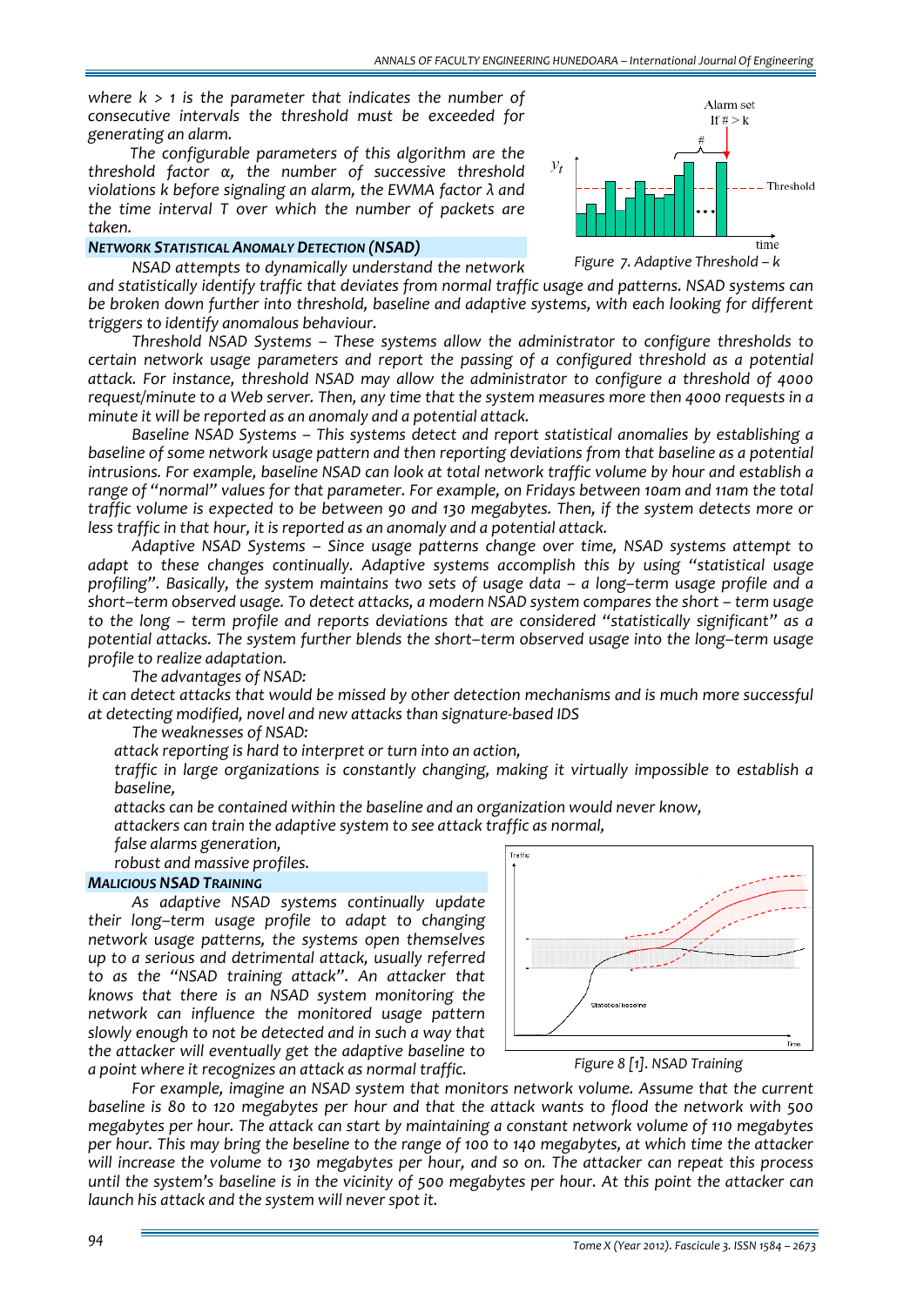where $k > 1$ is the parameter that indicates the number of consecutive intervals the threshold must be exceeded for generating an alarm.

The configurable parameters of this algorithm are the threshold factor α, the number of successive threshold violations k before signaling an alarm, the EWMA factor λ and the time interval T over which the number of packets are taken.

Figure 7. Adaptive Threshold – k

### NETWORK STATISTICAL ANOMALY DETECTION (NSAD)

NSAD attempts to dynamically understand the network and statistically identify traffic that deviates from normal traffic usage and patterns. NSAD systems can be broken down further into threshold, baseline and adaptive systems, with each looking for different triggers to identify anomalous behaviour.

Threshold NSAD Systems – These systems allow the administrator to configure thresholds to certain network usage parameters and report the passing of a configured threshold as a potential attack. For instance, threshold NSAD may allow the administrator to configure a threshold of 4000 request/minute to a Web server. Then, any time that the system measures more then 4000 requests in a minute it will be reported as an anomaly and a potential attack.

Baseline NSAD Systems – This systems detect and report statistical anomalies by establishing a baseline of some network usage pattern and then reporting deviations from that baseline as a potential intrusions. For example, baseline NSAD can look at total network traffic volume by hour and establish a range of "normal" values for that parameter. For example, on Fridays between 10am and 11am the total traffic volume is expected to be between 90 and 130 megabytes. Then, if the system detects more or less traffic in that hour, it is reported as an anomaly and a potential attack.

Adaptive NSAD Systems – Since usage patterns change over time, NSAD systems attempt to adapt to these changes continually. Adaptive systems accomplish this by using "statistical usage profiling". Basically, the system maintains two sets of usage data – a long–term usage profile and a short–term observed usage. To detect attacks, a modern NSAD system compares the short – term usage to the long – term profile and reports deviations that are considered "statistically significant" as a potential attacks. The system further blends the short–term observed usage into the long–term usage profile to realize adaptation.

The advantages of NSAD:

it can detect attacks that would be missed by other detection mechanisms and is much more successful at detecting modified, novel and new attacks than signature-based IDS

The weaknesses of NSAD:

- attack reporting is hard to interpret or turn into an action,
- traffic in large organizations is constantly changing, making it virtually impossible to establish a baseline,
- attacks can be contained within the baseline and an organization would never know,
- attackers can train the adaptive system to see attack traffic as normal,
- false alarms generation,
- robust and massive profiles.

### MALICIOUS NSAD TRAINING

As adaptive NSAD systems continually update their long–term usage profile to adapt to changing network usage patterns, the systems open themselves up to a serious and detrimental attack, usually referred to as the "NSAD training attack". An attacker that knows that there is an NSAD system monitoring the network can influence the monitored usage pattern slowly enough to not be detected and in such a way that the attacker will eventually get the adaptive baseline to a point where it recognizes an attack as normal traffic.

Figure 8 [1]. NSAD Training

For example, imagine an NSAD system that monitors network volume. Assume that the current baseline is 80 to 120 megabytes per hour and that the attack wants to flood the network with 500 megabytes per hour. The attack can start by maintaining a constant network volume of 110 megabytes per hour. This may bring the beseline to the range of 100 to 140 megabytes, at which time the attacker will increase the volume to 130 megabytes per hour, and so on. The attacker can repeat this process until the system's baseline is in the vicinity of 500 megabytes per hour. At this point the attacker can launch his attack and the system will never spot it.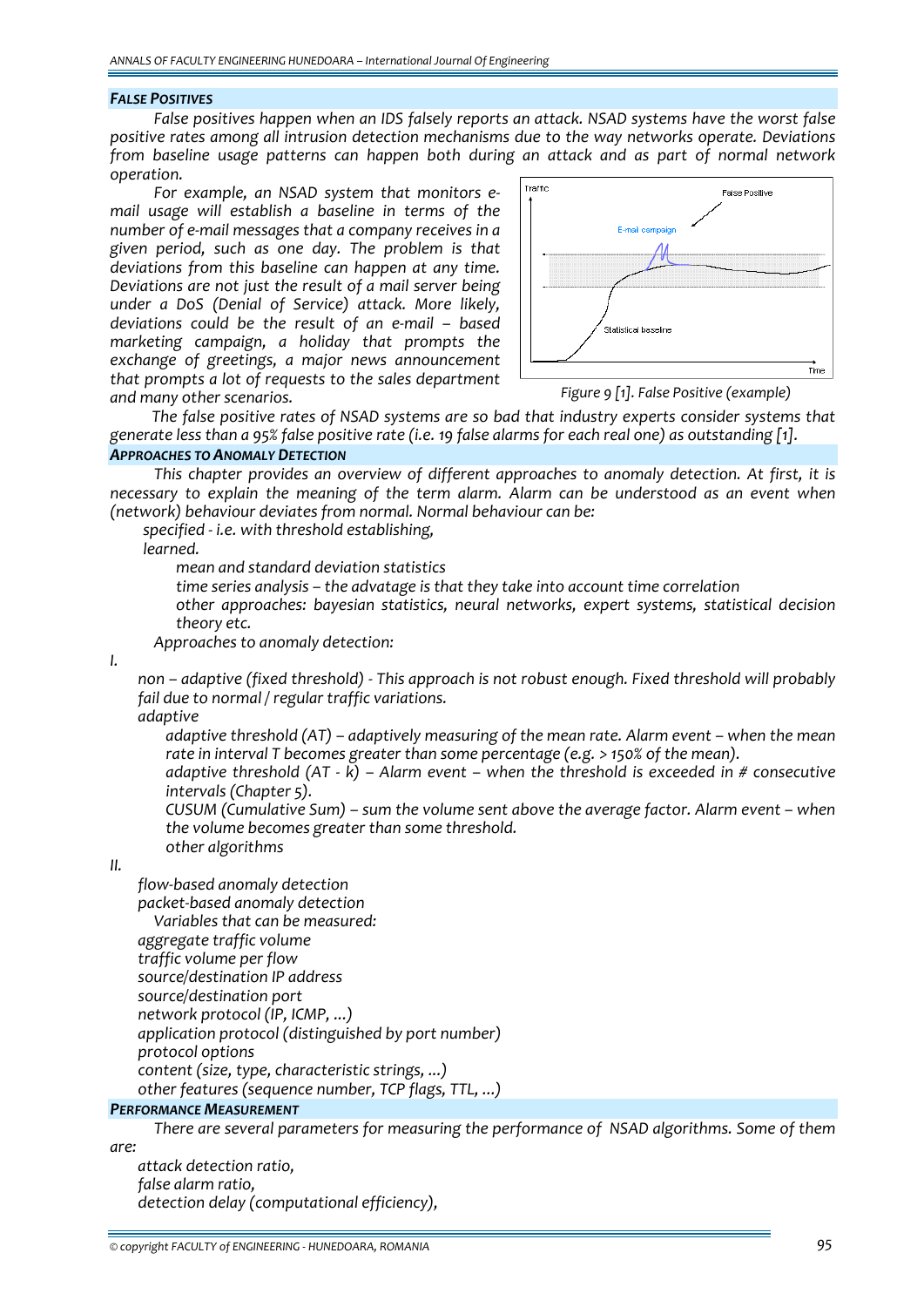### *FALSE POSITIVES*

*False positives happen when an IDS falsely reports an attack. NSAD systems have the worst false positive rates among all intrusion detection mechanisms due to the way networks operate. Deviations from baseline usage patterns can happen both during an attack and as part of normal network operation.*

*For example, an NSAD system that monitors e-mail usage will establish a baseline in terms of the number of e-mail messages that a company receives in a given period, such as one day. The problem is that deviations from this baseline can happen at any time. Deviations are not just the result of a mail server being under a DoS (Denial of Service) attack. More likely, deviations could be the result of an e-mail – based marketing campaign, a holiday that prompts the exchange of greetings, a major news announcement that prompts a lot of requests to the sales department and many other scenarios.*

*Figure 9 [1]. False Positive (example)*

*The false positive rates of NSAD systems are so bad that industry experts consider systems that generate less than a 95% false positive rate (i.e. 19 false alarms for each real one) as outstanding [1].*

### *APPROACHES TO ANOMALY DETECTION*

*This chapter provides an overview of different approaches to anomaly detection. At first, it is necessary to explain the meaning of the term alarm. Alarm can be understood as an event when (network) behaviour deviates from normal. Normal behaviour can be:*

- *specified - i.e. with threshold establishing,*
- *learned.*
  - *mean and standard deviation statistics*
  - *time series analysis – the advatage is that they take into account time correlation*
  - *other approaches: bayesian statistics, neural networks, expert systems, statistical decision theory etc.*

*Approaches to anomaly detection:*

*I.*

- *non – adaptive (fixed threshold) - This approach is not robust enough. Fixed threshold will probably fail due to normal / regular traffic variations.*
- *adaptive*
  - *adaptive threshold (AT) – adaptively measuring of the mean rate. Alarm event – when the mean rate in interval T becomes greater than some percentage (e.g. > 150% of the mean).*
  - *adaptive threshold (AT - k) – Alarm event – when the threshold is exceeded in # consecutive intervals (Chapter 5).*
  - *CUSUM (Cumulative Sum) – sum the volume sent above the average factor. Alarm event – when the volume becomes greater than some threshold.*
  - *other algorithms*

*II.*

- *flow-based anomaly detection*
- *packet-based anomaly detection*

*Variables that can be measured:*

- *aggregate traffic volume*
- *traffic volume per flow*
- *source/destination IP address*
- *source/destination port*
- *network protocol (IP, ICMP, ...)*
- *application protocol (distinguished by port number)*
- *protocol options*
- *content (size, type, characteristic strings, ...)*
- *other features (sequence number, TCP flags, TTL, ...)*

### *PERFORMANCE MEASUREMENT*

*There are several parameters for measuring the performance of NSAD algorithms. Some of them are:*

- *attack detection ratio,*
- *false alarm ratio,*
- *detection delay (computational efficiency),*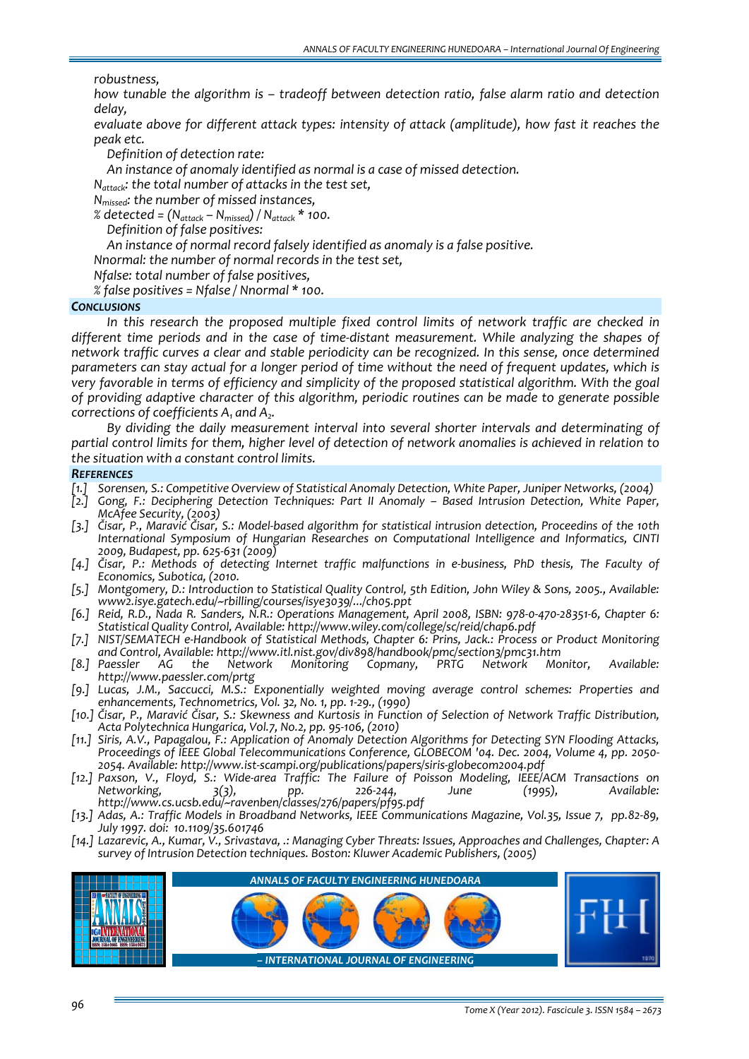*robustness,*

*how tunable the algorithm is – tradeoff between detection ratio, false alarm ratio and detection delay,*

*evaluate above for different attack types: intensity of attack (amplitude), how fast it reaches the peak etc.*

*Definition of detection rate:*

*An instance of anomaly identified as normal is a case of missed detection.*

*$N_{attack}$: the total number of attacks in the test set,*

*$N_{missed}$: the number of missed instances,*

*% detected = $(N_{attack} - N_{missed}) / N_{attack} * 100$.*

*Definition of false positives:*

*An instance of normal record falsely identified as anomaly is a false positive.*

*Nnormal: the number of normal records in the test set,*

*Nfalse: total number of false positives,*

*% false positives = Nfalse / Nnormal * 100.*

## CONCLUSIONS

*In this research the proposed multiple fixed control limits of network traffic are checked in different time periods and in the case of time-distant measurement. While analyzing the shapes of network traffic curves a clear and stable periodicity can be recognized. In this sense, once determined parameters can stay actual for a longer period of time without the need of frequent updates, which is very favorable in terms of efficiency and simplicity of the proposed statistical algorithm. With the goal of providing adaptive character of this algorithm, periodic routines can be made to generate possible corrections of coefficients $A_1$ and $A_2$.*

*By dividing the daily measurement interval into several shorter intervals and determinating of partial control limits for them, higher level of detection of network anomalies is achieved in relation to the situation with a constant control limits.*

## REFERENCES

*[1.] Sorensen, S.: Competitive Overview of Statistical Anomaly Detection, White Paper, Juniper Networks, (2004)*

*[2.] Gong, F.: Deciphering Detection Techniques: Part II Anomaly – Based Intrusion Detection, White Paper, McAfee Security, (2003)*

*[3.] Čisar, P., Maravić Čisar, S.: Model-based algorithm for statistical intrusion detection, Proceedins of the 10th International Symposium of Hungarian Researches on Computational Intelligence and Informatics, CINTI 2009, Budapest, pp. 625-631 (2009)*

*[4.] Čisar, P.: Methods of detecting Internet traffic malfunctions in e-business, PhD thesis, The Faculty of Economics, Subotica, (2010.*

*[5.] Montgomery, D.: Introduction to Statistical Quality Control, 5th Edition, John Wiley & Sons, 2005., Available: www2.isye.gatech.edu/~rbilling/courses/isye3039/.../ch05.ppt*

*[6.] Reid, R.D., Nada R. Sanders, N.R.: Operations Management, April 2008, ISBN: 978-0-470-28351-6, Chapter 6: Statistical Quality Control, Available: http://www.wiley.com/college/sc/reid/chap6.pdf*

*[7.] NIST/SEMATECH e-Handbook of Statistical Methods, Chapter 6: Prins, Jack.: Process or Product Monitoring and Control, Available: http://www.itl.nist.gov/div898/handbook/pmc/section3/pmc31.htm*

*[8.] Paessler AG the Network Monitoring Copmany, PRTG Network Monitor, Available: http://www.paessler.com/prtg*

*[9.] Lucas, J.M., Saccucci, M.S.: Exponentially weighted moving average control schemes: Properties and enhancements, Technometrics, Vol. 32, No. 1, pp. 1-29., (1990)*

*[10.] Čisar, P., Maravić Čisar, S.: Skewness and Kurtosis in Function of Selection of Network Traffic Distribution, Acta Polytechnica Hungarica, Vol.7, No.2, pp. 95-106, (2010)*

*[11.] Siris, A.V., Papagalou, F.: Application of Anomaly Detection Algorithms for Detecting SYN Flooding Attacks, Proceedings of IEEE Global Telecommunications Conference, GLOBECOM '04. Dec. 2004, Volume 4, pp. 2050-2054. Available: http://www.ist-scampi.org/publications/papers/siris-globecom2004.pdf*

*[12.] Paxson, V., Floyd, S.: Wide-area Traffic: The Failure of Poisson Modeling, IEEE/ACM Transactions on Networking, 3(3), pp. 226-244, June (1995), Available: http://www.cs.ucsb.edu/~ravenben/classes/276/papers/pf95.pdf*

*[13.] Adas, A.: Traffic Models in Broadband Networks, IEEE Communications Magazine, Vol.35, Issue 7, pp.82-89, July 1997. doi: 10.1109/35.601746*

*[14.] Lazarevic, A., Kumar, V., Srivastava, .: Managing Cyber Threats: Issues, Approaches and Challenges, Chapter: A survey of Intrusion Detection techniques. Boston: Kluwer Academic Publishers, (2005)*